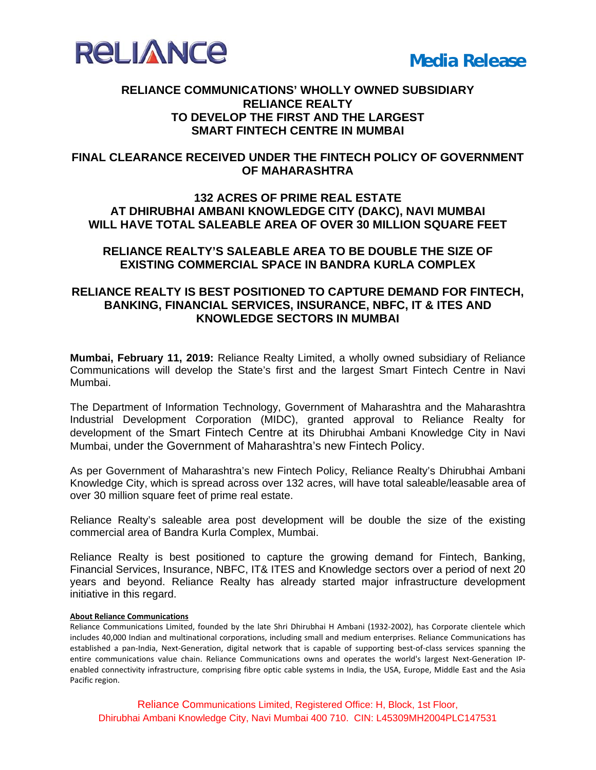**Media Release**

# RELIANCE COMMUNICATIONS' WHOLLY OWNED SUBSIDIARY RELIANCE REALTY TO DEVELOP THE FIRST AND THE LARGEST SMART FINTECH CENTRE IN MUMBAI

## FINAL CLEARANCE RECEIVED UNDER THE FINTECH POLICY OF GOVERNMENT OF MAHARASHTRA

## 132 ACRES OF PRIME REAL ESTATE AT DHIRUBHAI AMBANI KNOWLEDGE CITY (DAKC), NAVI MUMBAI WILL HAVE TOTAL SALEABLE AREA OF OVER 30 MILLION SQUARE FEET

## RELIANCE REALTY'S SALEABLE AREA TO BE DOUBLE THE SIZE OF EXISTING COMMERCIAL SPACE IN BANDRA KURLA COMPLEX

## RELIANCE REALTY IS BEST POSITIONED TO CAPTURE DEMAND FOR FINTECH, BANKING, FINANCIAL SERVICES, INSURANCE, NBFC, IT & ITES AND KNOWLEDGE SECTORS IN MUMBAI

**Mumbai, February 11, 2019:** Reliance Realty Limited, a wholly owned subsidiary of Reliance Communications will develop the State's first and the largest Smart Fintech Centre in Navi Mumbai.

The Department of Information Technology, Government of Maharashtra and the Maharashtra Industrial Development Corporation (MIDC), granted approval to Reliance Realty for development of the Smart Fintech Centre at its Dhirubhai Ambani Knowledge City in Navi Mumbai, under the Government of Maharashtra's new Fintech Policy.

As per Government of Maharashtra's new Fintech Policy, Reliance Realty's Dhirubhai Ambani Knowledge City, which is spread across over 132 acres, will have total saleable/leasable area of over 30 million square feet of prime real estate.

Reliance Realty's saleable area post development will be double the size of the existing commercial area of Bandra Kurla Complex, Mumbai.

Reliance Realty is best positioned to capture the growing demand for Fintech, Banking, Financial Services, Insurance, NBFC, IT& ITES and Knowledge sectors over a period of next 20 years and beyond. Reliance Realty has already started major infrastructure development initiative in this regard.

**About Reliance Communications**

Reliance Communications Limited, founded by the late Shri Dhirubhai H Ambani (1932-2002), has Corporate clientele which includes 40,000 Indian and multinational corporations, including small and medium enterprises. Reliance Communications has established a pan-India, Next-Generation, digital network that is capable of supporting best-of-class services spanning the entire communications value chain. Reliance Communications owns and operates the world's largest Next-Generation IP-enabled connectivity infrastructure, comprising fibre optic cable systems in India, the USA, Europe, Middle East and the Asia Pacific region.

Reliance Communications Limited, Registered Office: H, Block, 1st Floor, Dhirubhai Ambani Knowledge City, Navi Mumbai 400 710. CIN: L45309MH2004PLC147531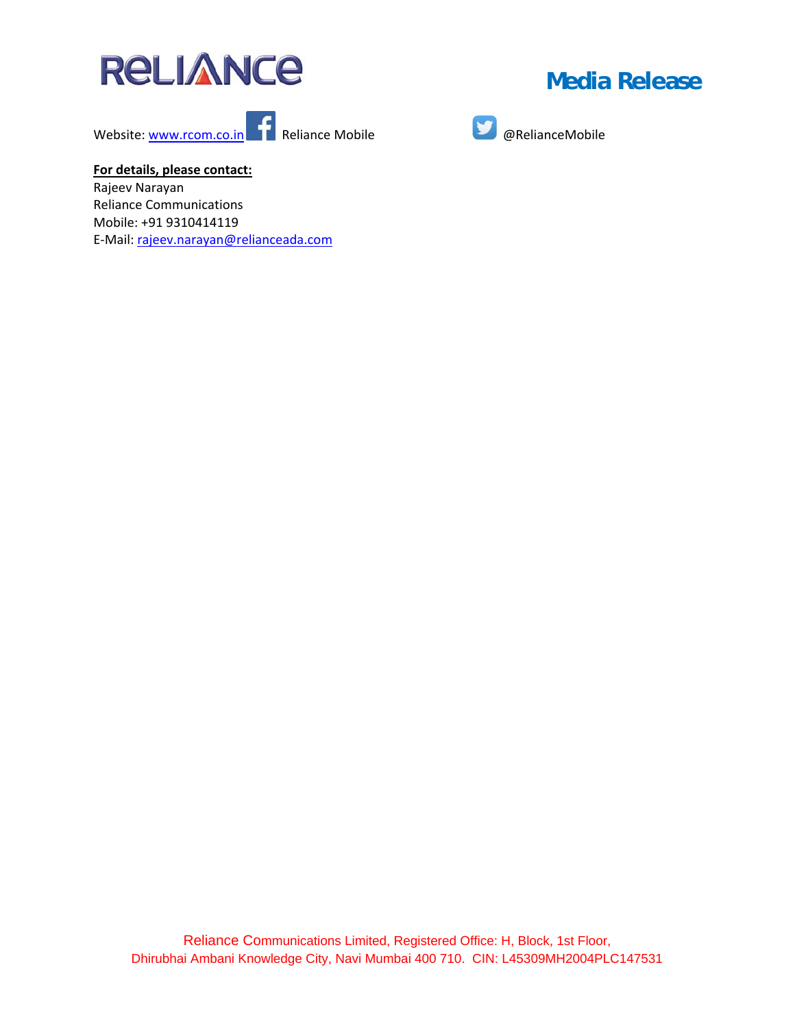RELIANCE

**Media Release**

Website: [www.rcom.co.in](http://www.rcom.co.in) Reliance Mobile @RelianceMobile

**For details, please contact:**

Rajeev Narayan
Reliance Communications
Mobile: +91 9310414119
E-Mail: [rajeev.narayan@relianceada.com](mailto:rajeev.narayan@relianceada.com)

Reliance Communications Limited, Registered Office: H, Block, 1st Floor,
Dhirubhai Ambani Knowledge City, Navi Mumbai 400 710. CIN: L45309MH2004PLC147531